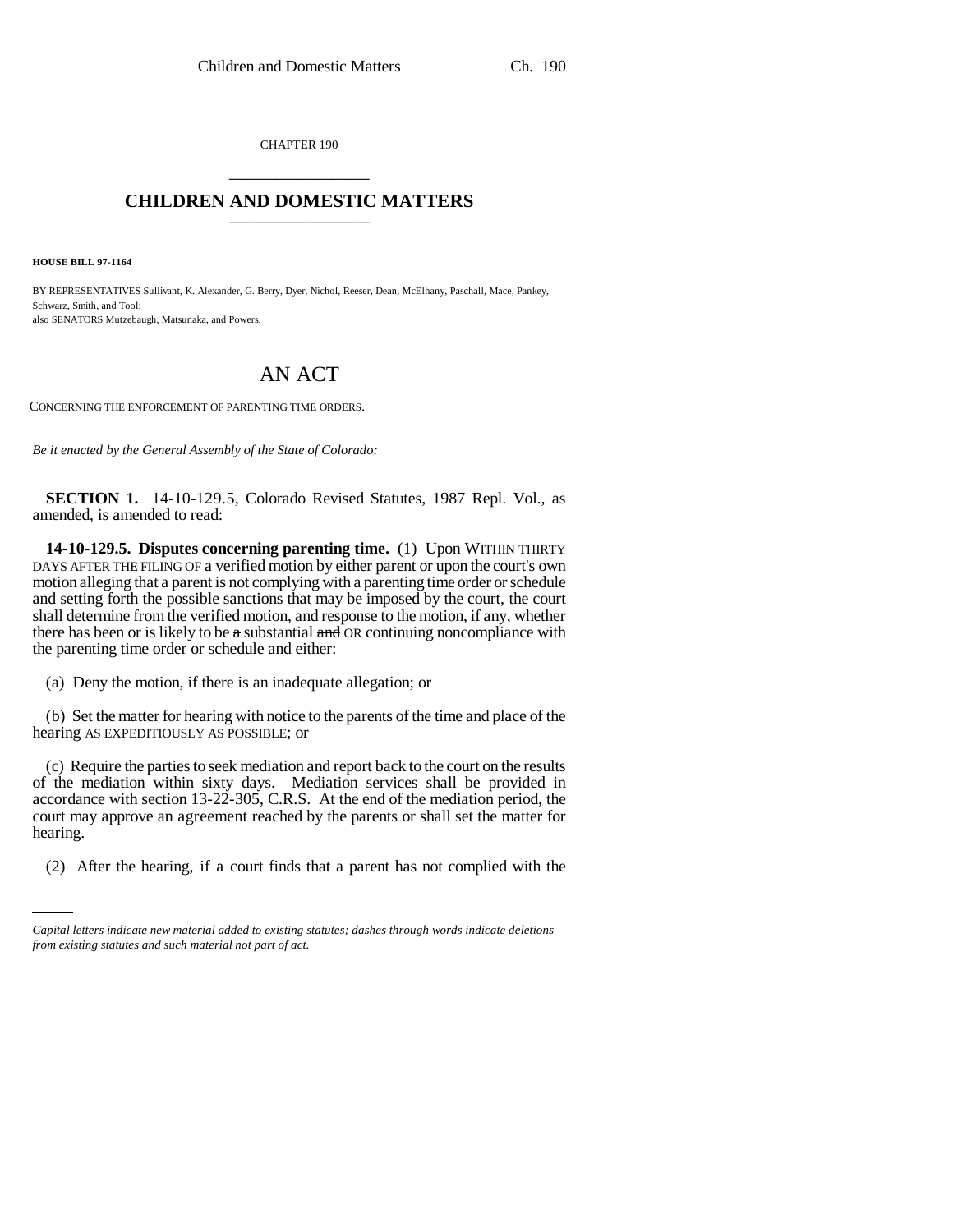CHAPTER 190

# CHILDREN AND DOMESTIC MATTERS

**HOUSE BILL 97-1164**

BY REPRESENTATIVES Sullivant, K. Alexander, G. Berry, Dyer, Nichol, Reeser, Dean, McElhany, Paschall, Mace, Pankey, Schwarz, Smith, and Tool;
also SENATORS Mutzebaugh, Matsunaka, and Powers.

# AN ACT

CONCERNING THE ENFORCEMENT OF PARENTING TIME ORDERS.

*Be it enacted by the General Assembly of the State of Colorado:*

**SECTION 1.** 14-10-129.5, Colorado Revised Statutes, 1987 Repl. Vol., as amended, is amended to read:

**14-10-129.5. Disputes concerning parenting time.** (1) ~~Upon~~ WITHIN THIRTY DAYS AFTER THE FILING OF a verified motion by either parent or upon the court's own motion alleging that a parent is not complying with a parenting time order or schedule and setting forth the possible sanctions that may be imposed by the court, the court shall determine from the verified motion, and response to the motion, if any, whether there has been or is likely to be ~~a~~ substantial ~~and~~ OR continuing noncompliance with the parenting time order or schedule and either:

(a) Deny the motion, if there is an inadequate allegation; or

(b) Set the matter for hearing with notice to the parents of the time and place of the hearing AS EXPEDITIOUSLY AS POSSIBLE; or

(c) Require the parties to seek mediation and report back to the court on the results of the mediation within sixty days. Mediation services shall be provided in accordance with section 13-22-305, C.R.S. At the end of the mediation period, the court may approve an agreement reached by the parents or shall set the matter for hearing.

(2) After the hearing, if a court finds that a parent has not complied with the

*Capital letters indicate new material added to existing statutes; dashes through words indicate deletions from existing statutes and such material not part of act.*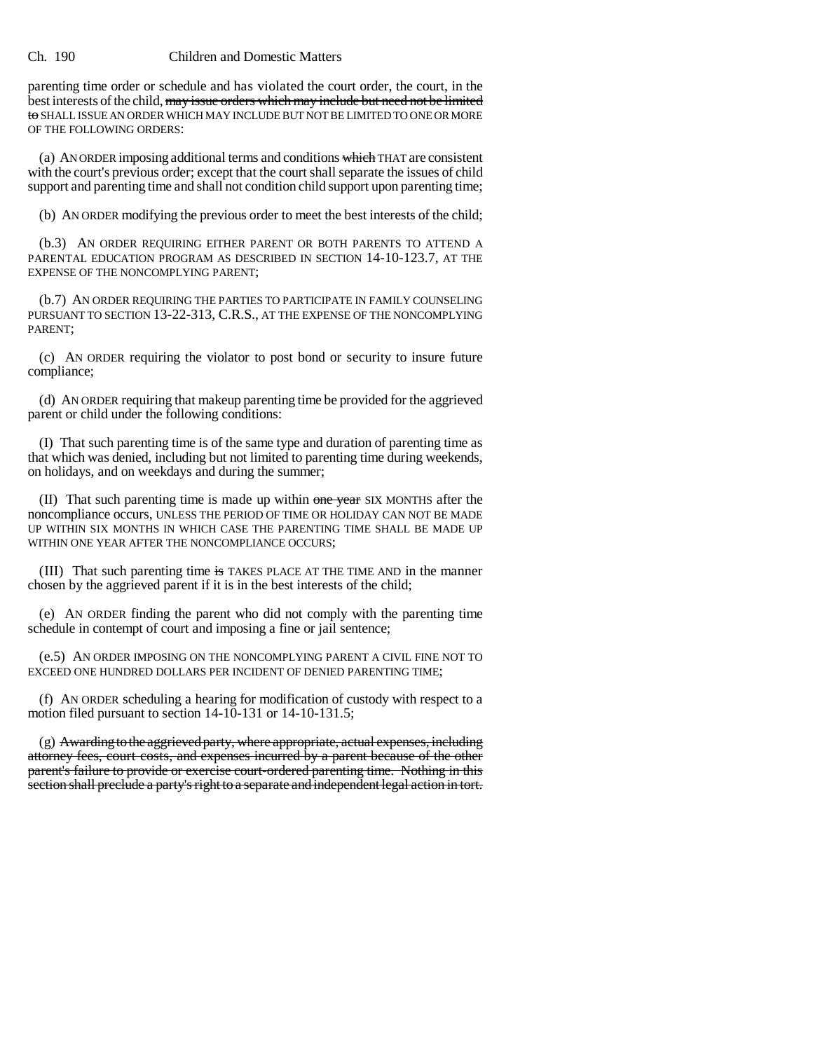parenting time order or schedule and has violated the court order, the court, in the best interests of the child, ~~may issue orders which may include but need not be limited to~~ SHALL ISSUE AN ORDER WHICH MAY INCLUDE BUT NOT BE LIMITED TO ONE OR MORE OF THE FOLLOWING ORDERS:

(a) AN ORDER imposing additional terms and conditions ~~which~~ THAT are consistent with the court's previous order; except that the court shall separate the issues of child support and parenting time and shall not condition child support upon parenting time;

(b) AN ORDER modifying the previous order to meet the best interests of the child;

(b.3) AN ORDER REQUIRING EITHER PARENT OR BOTH PARENTS TO ATTEND A PARENTAL EDUCATION PROGRAM AS DESCRIBED IN SECTION 14-10-123.7, AT THE EXPENSE OF THE NONCOMPLYING PARENT;

(b.7) AN ORDER REQUIRING THE PARTIES TO PARTICIPATE IN FAMILY COUNSELING PURSUANT TO SECTION 13-22-313, C.R.S., AT THE EXPENSE OF THE NONCOMPLYING PARENT;

(c) AN ORDER requiring the violator to post bond or security to insure future compliance;

(d) AN ORDER requiring that makeup parenting time be provided for the aggrieved parent or child under the following conditions:

(I) That such parenting time is of the same type and duration of parenting time as that which was denied, including but not limited to parenting time during weekends, on holidays, and on weekdays and during the summer;

(II) That such parenting time is made up within ~~one year~~ SIX MONTHS after the noncompliance occurs, UNLESS THE PERIOD OF TIME OR HOLIDAY CAN NOT BE MADE UP WITHIN SIX MONTHS IN WHICH CASE THE PARENTING TIME SHALL BE MADE UP WITHIN ONE YEAR AFTER THE NONCOMPLIANCE OCCURS;

(III) That such parenting time ~~is~~ TAKES PLACE AT THE TIME AND in the manner chosen by the aggrieved parent if it is in the best interests of the child;

(e) AN ORDER finding the parent who did not comply with the parenting time schedule in contempt of court and imposing a fine or jail sentence;

(e.5) AN ORDER IMPOSING ON THE NONCOMPLYING PARENT A CIVIL FINE NOT TO EXCEED ONE HUNDRED DOLLARS PER INCIDENT OF DENIED PARENTING TIME;

(f) AN ORDER scheduling a hearing for modification of custody with respect to a motion filed pursuant to section 14-10-131 or 14-10-131.5;

(g) ~~Awarding to the aggrieved party, where appropriate, actual expenses, including attorney fees, court costs, and expenses incurred by a parent because of the other parent's failure to provide or exercise court-ordered parenting time. Nothing in this section shall preclude a party's right to a separate and independent legal action in tort.~~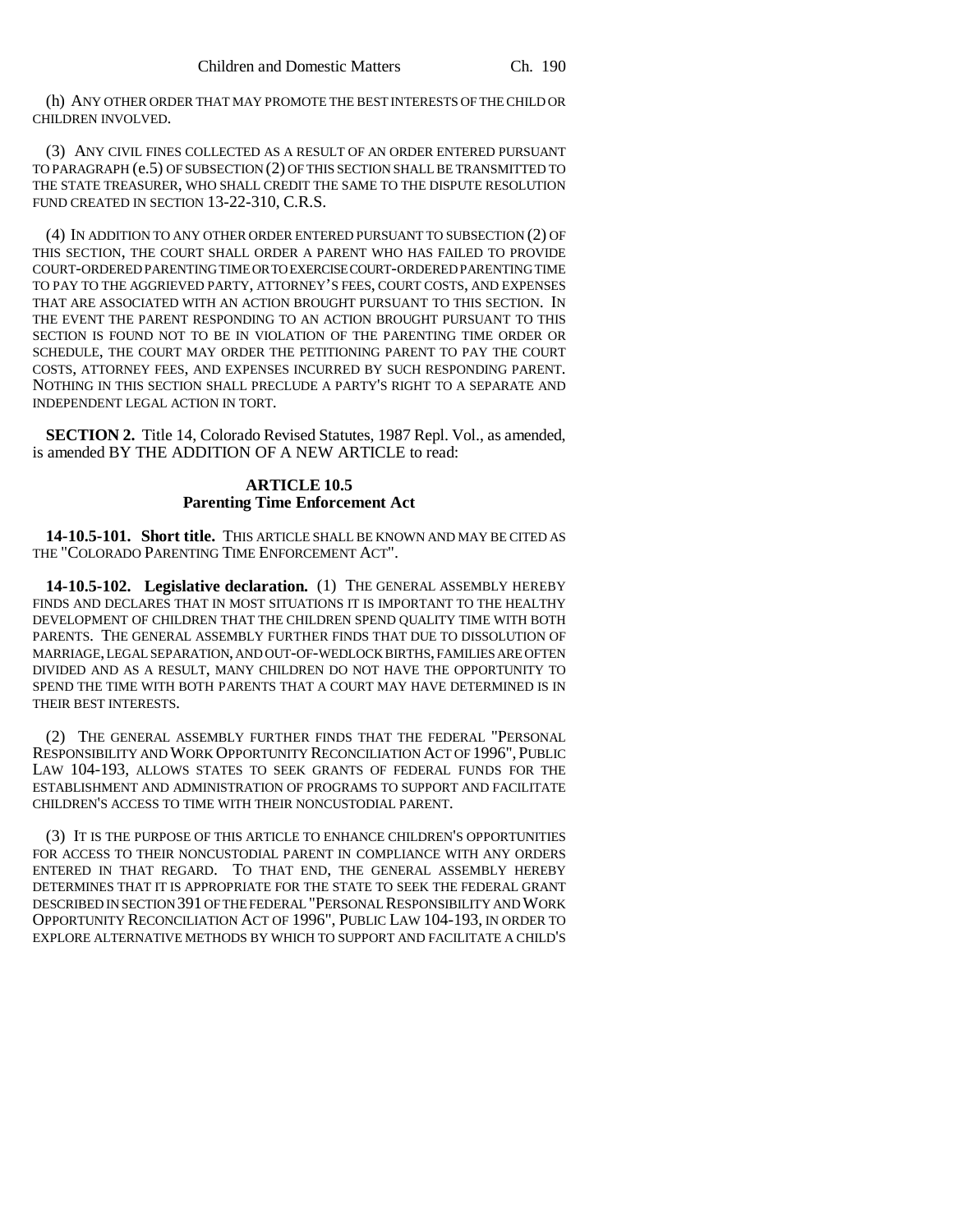(h) ANY OTHER ORDER THAT MAY PROMOTE THE BEST INTERESTS OF THE CHILD OR CHILDREN INVOLVED.

(3) ANY CIVIL FINES COLLECTED AS A RESULT OF AN ORDER ENTERED PURSUANT TO PARAGRAPH (e.5) OF SUBSECTION (2) OF THIS SECTION SHALL BE TRANSMITTED TO THE STATE TREASURER, WHO SHALL CREDIT THE SAME TO THE DISPUTE RESOLUTION FUND CREATED IN SECTION 13-22-310, C.R.S.

(4) IN ADDITION TO ANY OTHER ORDER ENTERED PURSUANT TO SUBSECTION (2) OF THIS SECTION, THE COURT SHALL ORDER A PARENT WHO HAS FAILED TO PROVIDE COURT-ORDERED PARENTING TIME OR TO EXERCISE COURT-ORDERED PARENTING TIME TO PAY TO THE AGGRIEVED PARTY, ATTORNEY'S FEES, COURT COSTS, AND EXPENSES THAT ARE ASSOCIATED WITH AN ACTION BROUGHT PURSUANT TO THIS SECTION. IN THE EVENT THE PARENT RESPONDING TO AN ACTION BROUGHT PURSUANT TO THIS SECTION IS FOUND NOT TO BE IN VIOLATION OF THE PARENTING TIME ORDER OR SCHEDULE, THE COURT MAY ORDER THE PETITIONING PARENT TO PAY THE COURT COSTS, ATTORNEY FEES, AND EXPENSES INCURRED BY SUCH RESPONDING PARENT. NOTHING IN THIS SECTION SHALL PRECLUDE A PARTY'S RIGHT TO A SEPARATE AND INDEPENDENT LEGAL ACTION IN TORT.

**SECTION 2.** Title 14, Colorado Revised Statutes, 1987 Repl. Vol., as amended, is amended BY THE ADDITION OF A NEW ARTICLE to read:

**ARTICLE 10.5**
**Parenting Time Enforcement Act**

**14-10.5-101. Short title.** THIS ARTICLE SHALL BE KNOWN AND MAY BE CITED AS THE "COLORADO PARENTING TIME ENFORCEMENT ACT".

**14-10.5-102. Legislative declaration.** (1) THE GENERAL ASSEMBLY HEREBY FINDS AND DECLARES THAT IN MOST SITUATIONS IT IS IMPORTANT TO THE HEALTHY DEVELOPMENT OF CHILDREN THAT THE CHILDREN SPEND QUALITY TIME WITH BOTH PARENTS. THE GENERAL ASSEMBLY FURTHER FINDS THAT DUE TO DISSOLUTION OF MARRIAGE, LEGAL SEPARATION, AND OUT-OF-WEDLOCK BIRTHS, FAMILIES ARE OFTEN DIVIDED AND AS A RESULT, MANY CHILDREN DO NOT HAVE THE OPPORTUNITY TO SPEND THE TIME WITH BOTH PARENTS THAT A COURT MAY HAVE DETERMINED IS IN THEIR BEST INTERESTS.

(2) THE GENERAL ASSEMBLY FURTHER FINDS THAT THE FEDERAL "PERSONAL RESPONSIBILITY AND WORK OPPORTUNITY RECONCILIATION ACT OF 1996", PUBLIC LAW 104-193, ALLOWS STATES TO SEEK GRANTS OF FEDERAL FUNDS FOR THE ESTABLISHMENT AND ADMINISTRATION OF PROGRAMS TO SUPPORT AND FACILITATE CHILDREN'S ACCESS TO TIME WITH THEIR NONCUSTODIAL PARENT.

(3) IT IS THE PURPOSE OF THIS ARTICLE TO ENHANCE CHILDREN'S OPPORTUNITIES FOR ACCESS TO THEIR NONCUSTODIAL PARENT IN COMPLIANCE WITH ANY ORDERS ENTERED IN THAT REGARD. TO THAT END, THE GENERAL ASSEMBLY HEREBY DETERMINES THAT IT IS APPROPRIATE FOR THE STATE TO SEEK THE FEDERAL GRANT DESCRIBED IN SECTION 391 OF THE FEDERAL "PERSONAL RESPONSIBILITY AND WORK OPPORTUNITY RECONCILIATION ACT OF 1996", PUBLIC LAW 104-193, IN ORDER TO EXPLORE ALTERNATIVE METHODS BY WHICH TO SUPPORT AND FACILITATE A CHILD'S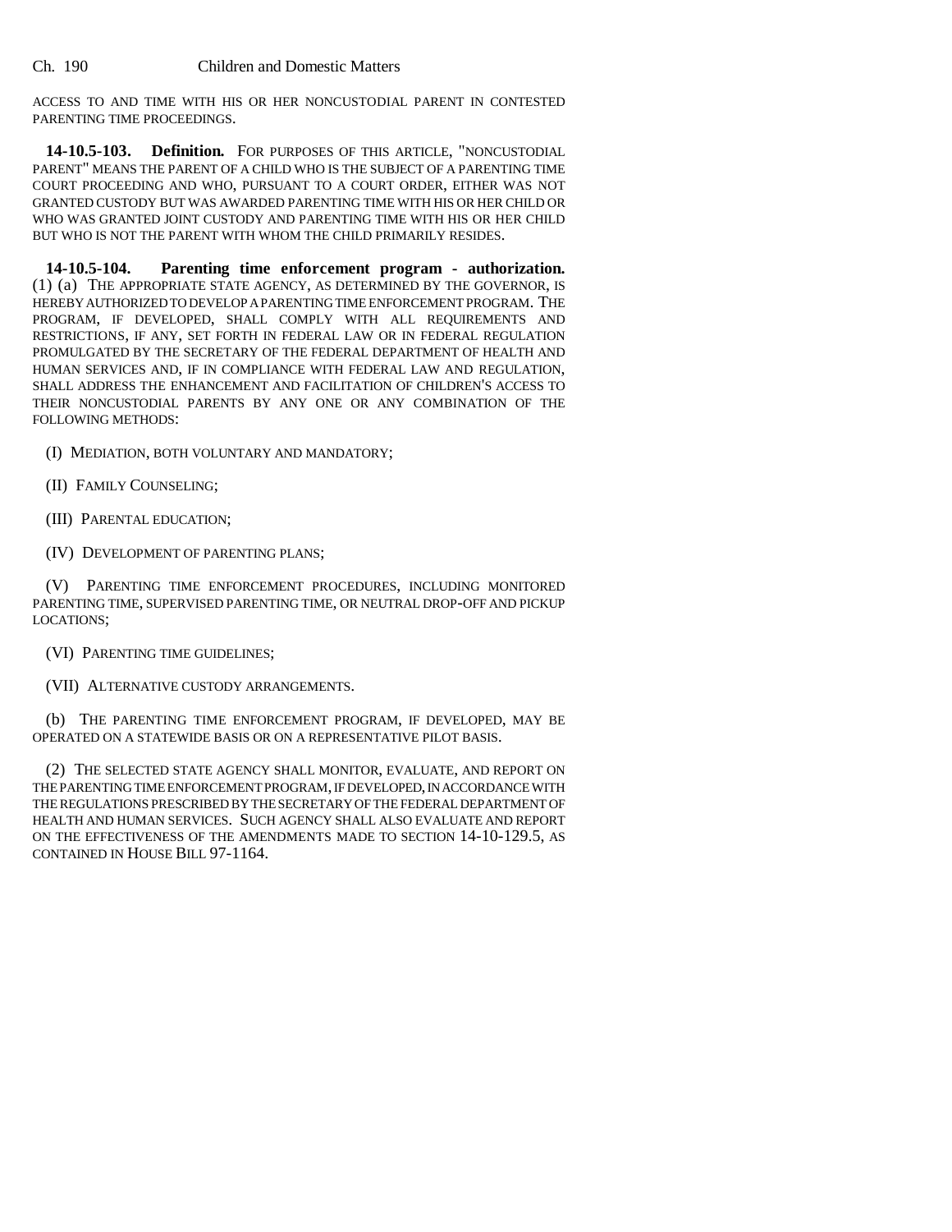ACCESS TO AND TIME WITH HIS OR HER NONCUSTODIAL PARENT IN CONTESTED PARENTING TIME PROCEEDINGS.

**14-10.5-103. Definition.** FOR PURPOSES OF THIS ARTICLE, "NONCUSTODIAL PARENT" MEANS THE PARENT OF A CHILD WHO IS THE SUBJECT OF A PARENTING TIME COURT PROCEEDING AND WHO, PURSUANT TO A COURT ORDER, EITHER WAS NOT GRANTED CUSTODY BUT WAS AWARDED PARENTING TIME WITH HIS OR HER CHILD OR WHO WAS GRANTED JOINT CUSTODY AND PARENTING TIME WITH HIS OR HER CHILD BUT WHO IS NOT THE PARENT WITH WHOM THE CHILD PRIMARILY RESIDES.

**14-10.5-104. Parenting time enforcement program - authorization.** (1) (a) THE APPROPRIATE STATE AGENCY, AS DETERMINED BY THE GOVERNOR, IS HEREBY AUTHORIZED TO DEVELOP A PARENTING TIME ENFORCEMENT PROGRAM. THE PROGRAM, IF DEVELOPED, SHALL COMPLY WITH ALL REQUIREMENTS AND RESTRICTIONS, IF ANY, SET FORTH IN FEDERAL LAW OR IN FEDERAL REGULATION PROMULGATED BY THE SECRETARY OF THE FEDERAL DEPARTMENT OF HEALTH AND HUMAN SERVICES AND, IF IN COMPLIANCE WITH FEDERAL LAW AND REGULATION, SHALL ADDRESS THE ENHANCEMENT AND FACILITATION OF CHILDREN'S ACCESS TO THEIR NONCUSTODIAL PARENTS BY ANY ONE OR ANY COMBINATION OF THE FOLLOWING METHODS:

(I) MEDIATION, BOTH VOLUNTARY AND MANDATORY;

(II) FAMILY COUNSELING;

(III) PARENTAL EDUCATION;

(IV) DEVELOPMENT OF PARENTING PLANS;

(V) PARENTING TIME ENFORCEMENT PROCEDURES, INCLUDING MONITORED PARENTING TIME, SUPERVISED PARENTING TIME, OR NEUTRAL DROP-OFF AND PICKUP LOCATIONS;

(VI) PARENTING TIME GUIDELINES;

(VII) ALTERNATIVE CUSTODY ARRANGEMENTS.

(b) THE PARENTING TIME ENFORCEMENT PROGRAM, IF DEVELOPED, MAY BE OPERATED ON A STATEWIDE BASIS OR ON A REPRESENTATIVE PILOT BASIS.

(2) THE SELECTED STATE AGENCY SHALL MONITOR, EVALUATE, AND REPORT ON THE PARENTING TIME ENFORCEMENT PROGRAM, IF DEVELOPED, IN ACCORDANCE WITH THE REGULATIONS PRESCRIBED BY THE SECRETARY OF THE FEDERAL DEPARTMENT OF HEALTH AND HUMAN SERVICES. SUCH AGENCY SHALL ALSO EVALUATE AND REPORT ON THE EFFECTIVENESS OF THE AMENDMENTS MADE TO SECTION 14-10-129.5, AS CONTAINED IN HOUSE BILL 97-1164.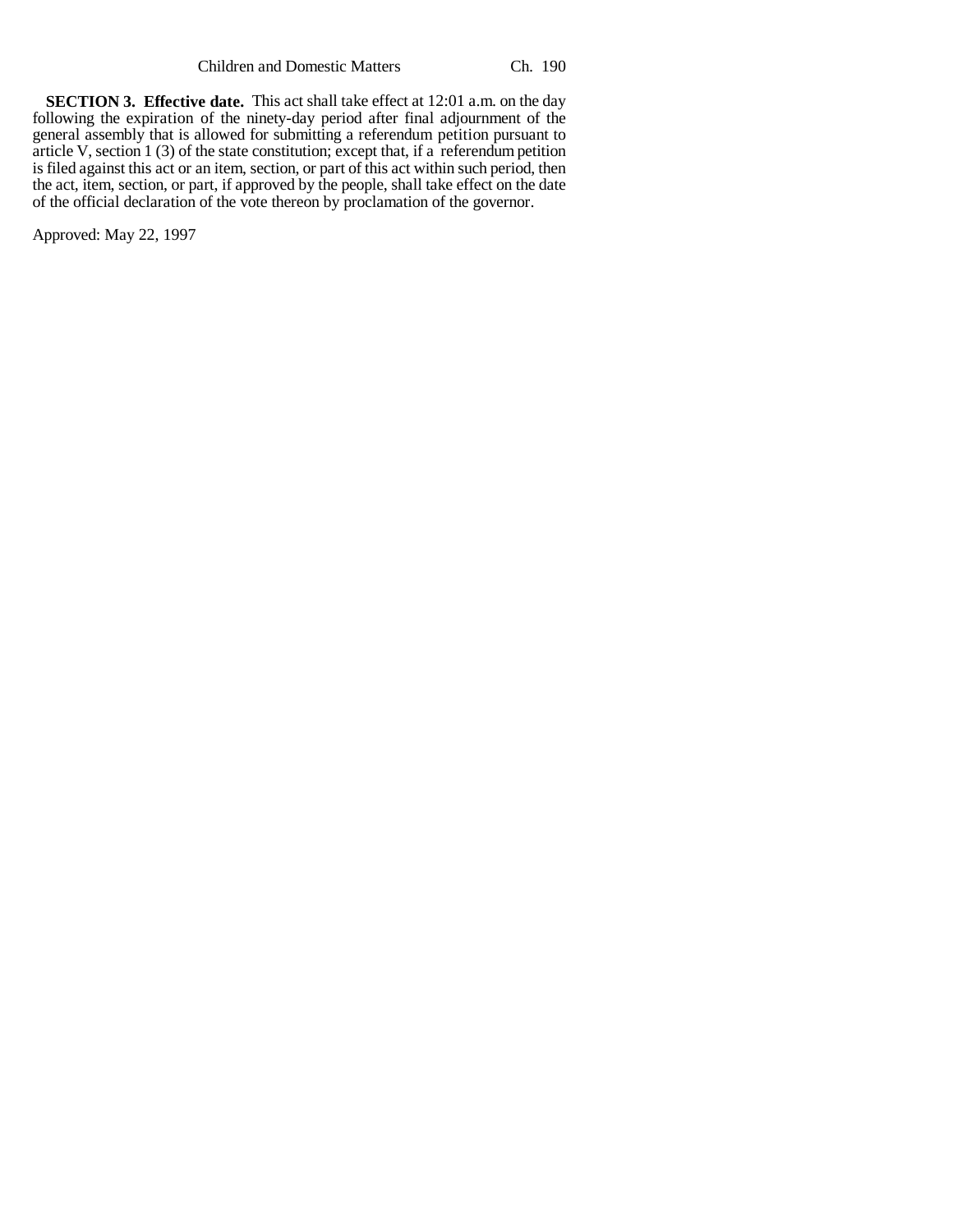**SECTION 3. Effective date.** This act shall take effect at 12:01 a.m. on the day following the expiration of the ninety-day period after final adjournment of the general assembly that is allowed for submitting a referendum petition pursuant to article V, section 1 (3) of the state constitution; except that, if a referendum petition is filed against this act or an item, section, or part of this act within such period, then the act, item, section, or part, if approved by the people, shall take effect on the date of the official declaration of the vote thereon by proclamation of the governor.

Approved: May 22, 1997